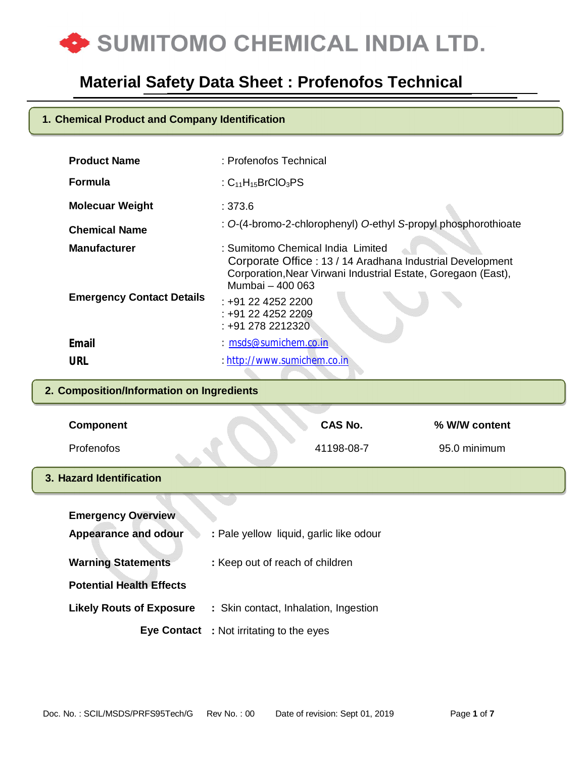# SUMITOMO CHEMICAL INDIA LTD.

# Material Safety Data Sheet : Profenofos Technical

## 1. Chemical Product and Company Identification

| | |
|---|---|
| **Product Name** | : Profenofos Technical |
| **Formula** | : $C_{11}H_{15}BrClO_3PS$ |
| **Molecuar Weight** | : 373.6 |
| **Chemical Name** | : *O*-(4-bromo-2-chlorophenyl) *O*-ethyl *S*-propyl phosphorothioate |
| **Manufacturer** | : Sumitomo Chemical India Limited<br>Corporate Office : 13 / 14 Aradhana Industrial Development Corporation,Near Virwani Industrial Estate, Goregaon (East), Mumbai – 400 063 |
| **Emergency Contact Details** | : +91 22 4252 2200<br>: +91 22 4252 2209<br>: +91 278 2212320 |
| **Email** | : msds@sumichem.co.in |
| **URL** | : http://www.sumichem.co.in |

## 2. Composition/Information on Ingredients

| Component | CAS No. | % W/W content |
|---|---|---|
| Profenofos | 41198-08-7 | 95.0 minimum |

## 3. Hazard Identification

**Emergency Overview**

**Appearance and odour** : Pale yellow liquid, garlic like odour

**Warning Statements** : Keep out of reach of children

**Potential Health Effects**

**Likely Routs of Exposure** : Skin contact, Inhalation, Ingestion

**Eye Contact** : Not irritating to the eyes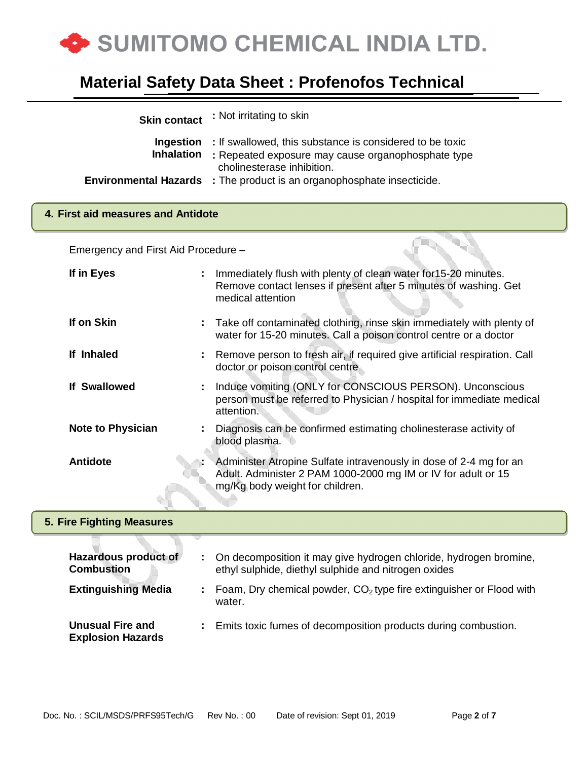| | |
|---|---|
| **Skin contact** | : Not irritating to skin |
| **Ingestion** | : If swallowed, this substance is considered to be toxic |
| **Inhalation** | : Repeated exposure may cause organophosphate type cholinesterase inhibition. |
| **Environmental Hazards** | : The product is an organophosphate insecticide. |

## 4. First aid measures and Antidote

Emergency and First Aid Procedure –

| | |
|---|---|
| **If in Eyes** | : Immediately flush with plenty of clean water for15-20 minutes. Remove contact lenses if present after 5 minutes of washing. Get medical attention |
| **If on Skin** | : Take off contaminated clothing, rinse skin immediately with plenty of water for 15-20 minutes. Call a poison control centre or a doctor |
| **If Inhaled** | : Remove person to fresh air, if required give artificial respiration. Call doctor or poison control centre |
| **If Swallowed** | : Induce vomiting (ONLY for CONSCIOUS PERSON). Unconscious person must be referred to Physician / hospital for immediate medical attention. |
| **Note to Physician** | : Diagnosis can be confirmed estimating cholinesterase activity of blood plasma. |
| **Antidote** | : Administer Atropine Sulfate intravenously in dose of 2-4 mg for an Adult. Administer 2 PAM 1000-2000 mg IM or IV for adult or 15 mg/Kg body weight for children. |

## 5. Fire Fighting Measures

| | |
|---|---|
| **Hazardous product of Combustion** | : On decomposition it may give hydrogen chloride, hydrogen bromine, ethyl sulphide, diethyl sulphide and nitrogen oxides |
| **Extinguishing Media** | : Foam, Dry chemical powder, $CO_2$ type fire extinguisher or Flood with water. |
| **Unusual Fire and Explosion Hazards** | : Emits toxic fumes of decomposition products during combustion. |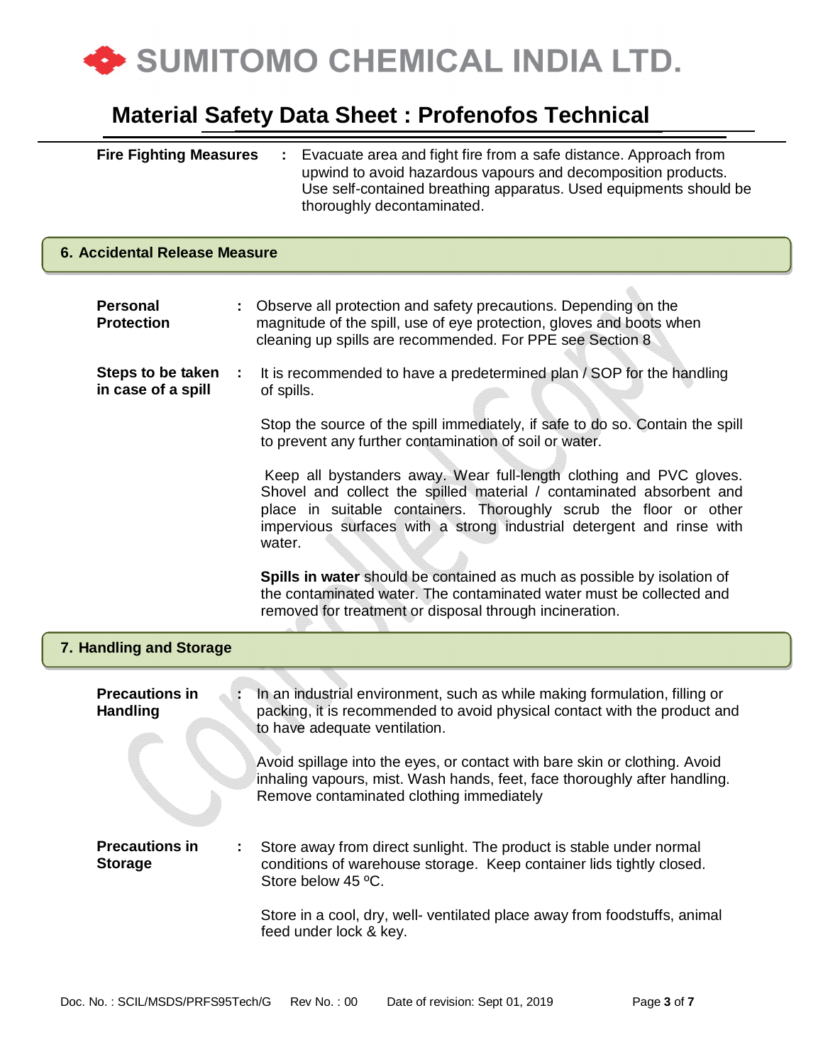**Fire Fighting Measures** : Evacuate area and fight fire from a safe distance. Approach from upwind to avoid hazardous vapours and decomposition products. Use self-contained breathing apparatus. Used equipments should be thoroughly decontaminated.

## 6. Accidental Release Measure

**Personal Protection** : Observe all protection and safety precautions. Depending on the magnitude of the spill, use of eye protection, gloves and boots when cleaning up spills are recommended. For PPE see Section 8

**Steps to be taken in case of a spill** : It is recommended to have a predetermined plan / SOP for the handling of spills.

Stop the source of the spill immediately, if safe to do so. Contain the spill to prevent any further contamination of soil or water.

Keep all bystanders away. Wear full-length clothing and PVC gloves. Shovel and collect the spilled material / contaminated absorbent and place in suitable containers. Thoroughly scrub the floor or other impervious surfaces with a strong industrial detergent and rinse with water.

**Spills in water** should be contained as much as possible by isolation of the contaminated water. The contaminated water must be collected and removed for treatment or disposal through incineration.

## 7. Handling and Storage

**Precautions in Handling** : In an industrial environment, such as while making formulation, filling or packing, it is recommended to avoid physical contact with the product and to have adequate ventilation.

Avoid spillage into the eyes, or contact with bare skin or clothing. Avoid inhaling vapours, mist. Wash hands, feet, face thoroughly after handling. Remove contaminated clothing immediately

**Precautions in Storage** : Store away from direct sunlight. The product is stable under normal conditions of warehouse storage. Keep container lids tightly closed. Store below 45 ºC.

Store in a cool, dry, well- ventilated place away from foodstuffs, animal feed under lock & key.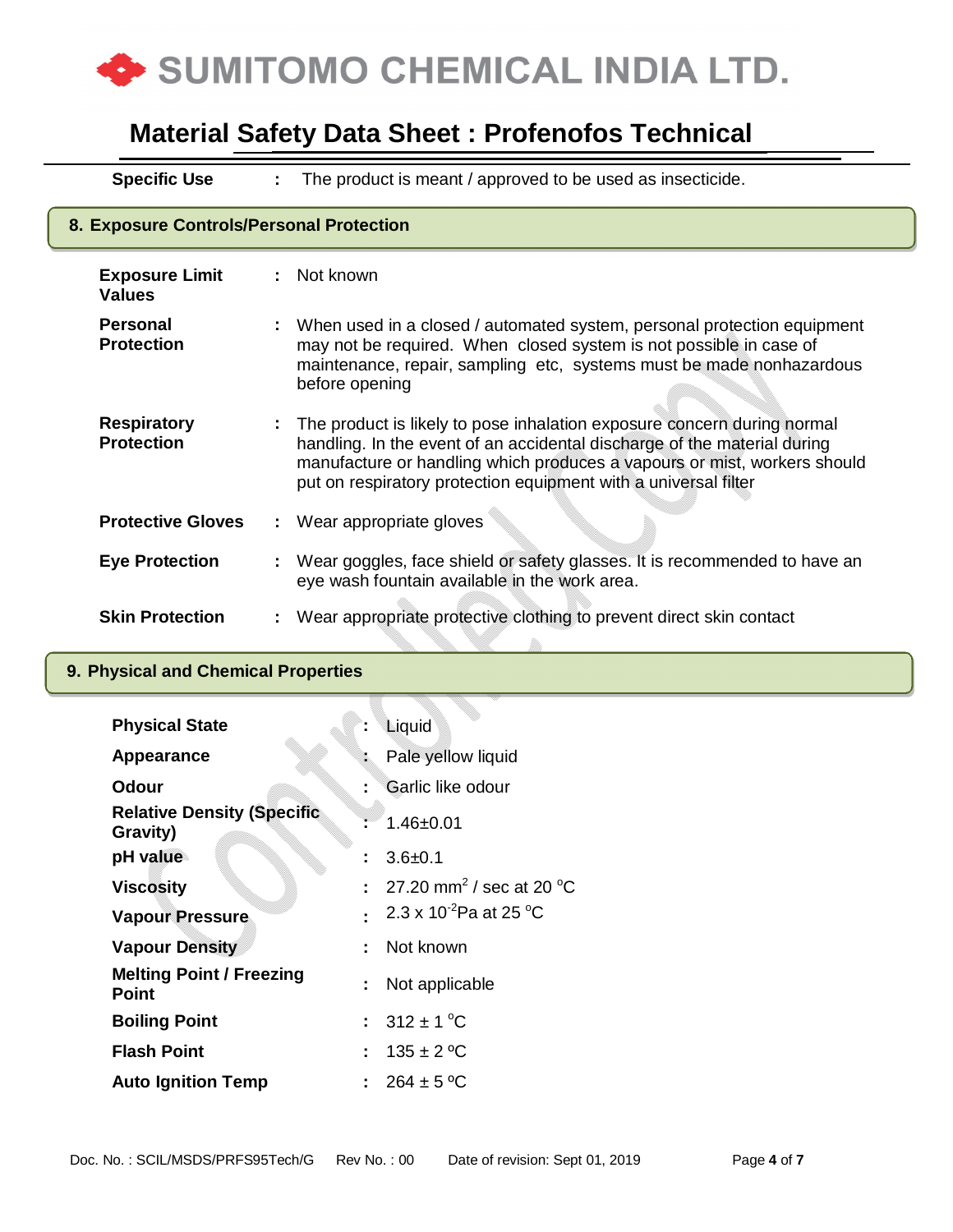| | | |
|---|---|---|
| **Specific Use** | : | The product is meant / approved to be used as insecticide. |

## 8. Exposure Controls/Personal Protection

| | | |
|---|---|---|
| **Exposure Limit Values** | : | Not known |
| **Personal Protection** | : | When used in a closed / automated system, personal protection equipment may not be required. When closed system is not possible in case of maintenance, repair, sampling etc, systems must be made nonhazardous before opening |
| **Respiratory Protection** | : | The product is likely to pose inhalation exposure concern during normal handling. In the event of an accidental discharge of the material during manufacture or handling which produces a vapours or mist, workers should put on respiratory protection equipment with a universal filter |
| **Protective Gloves** | : | Wear appropriate gloves |
| **Eye Protection** | : | Wear goggles, face shield or safety glasses. It is recommended to have an eye wash fountain available in the work area. |
| **Skin Protection** | : | Wear appropriate protective clothing to prevent direct skin contact |

## 9. Physical and Chemical Properties

| | | |
|---|---|---|
| **Physical State** | : | Liquid |
| **Appearance** | : | Pale yellow liquid |
| **Odour** | : | Garlic like odour |
| **Relative Density (Specific Gravity)** | : | 1.46±0.01 |
| **pH value** | : | 3.6±0.1 |
| **Viscosity** | : | 27.20 $mm^2$ / sec at 20 °C |
| **Vapour Pressure** | : | 2.3 x $10^{-2}$Pa at 25 °C |
| **Vapour Density** | : | Not known |
| **Melting Point / Freezing Point** | : | Not applicable |
| **Boiling Point** | : | 312 ± 1 °C |
| **Flash Point** | : | 135 ± 2 ºC |
| **Auto Ignition Temp** | : | 264 ± 5 ºC |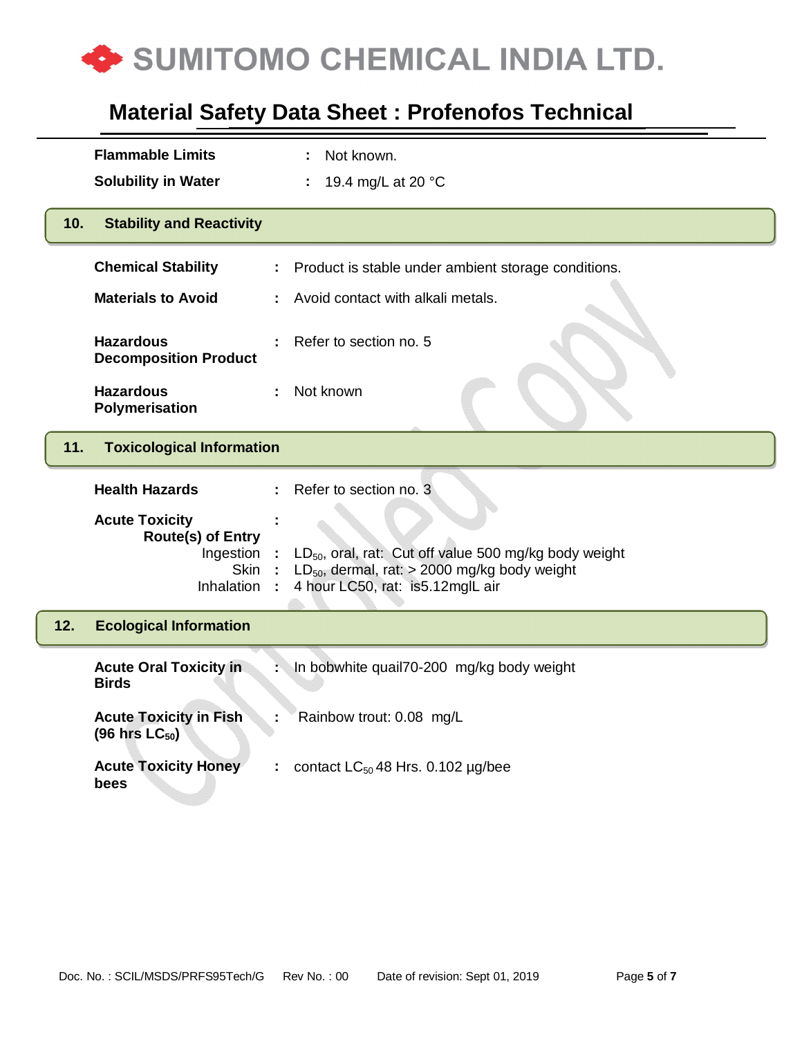**Flammable Limits** : Not known.

**Solubility in Water** : 19.4 mg/L at 20 °C

## 10. Stability and Reactivity

**Chemical Stability** : Product is stable under ambient storage conditions.

**Materials to Avoid** : Avoid contact with alkali metals.

**Hazardous Decomposition Product** : Refer to section no. 5

**Hazardous Polymerisation** : Not known

## 11. Toxicological Information

**Health Hazards** : Refer to section no. 3

**Acute Toxicity** :

**Route(s) of Entry**

Ingestion : $LD_{50}$, oral, rat: Cut off value 500 mg/kg body weight

Skin : $LD_{50}$, dermal, rat: > 2000 mg/kg body weight

Inhalation : 4 hour LC50, rat: is5.12mglL air

## 12. Ecological Information

**Acute Oral Toxicity in Birds** : In bobwhite quail70-200 mg/kg body weight

**Acute Toxicity in Fish (96 hrs $LC_{50}$)** : Rainbow trout: 0.08 mg/L

**Acute Toxicity Honey bees** : contact $LC_{50}$ 48 Hrs. 0.102 µg/bee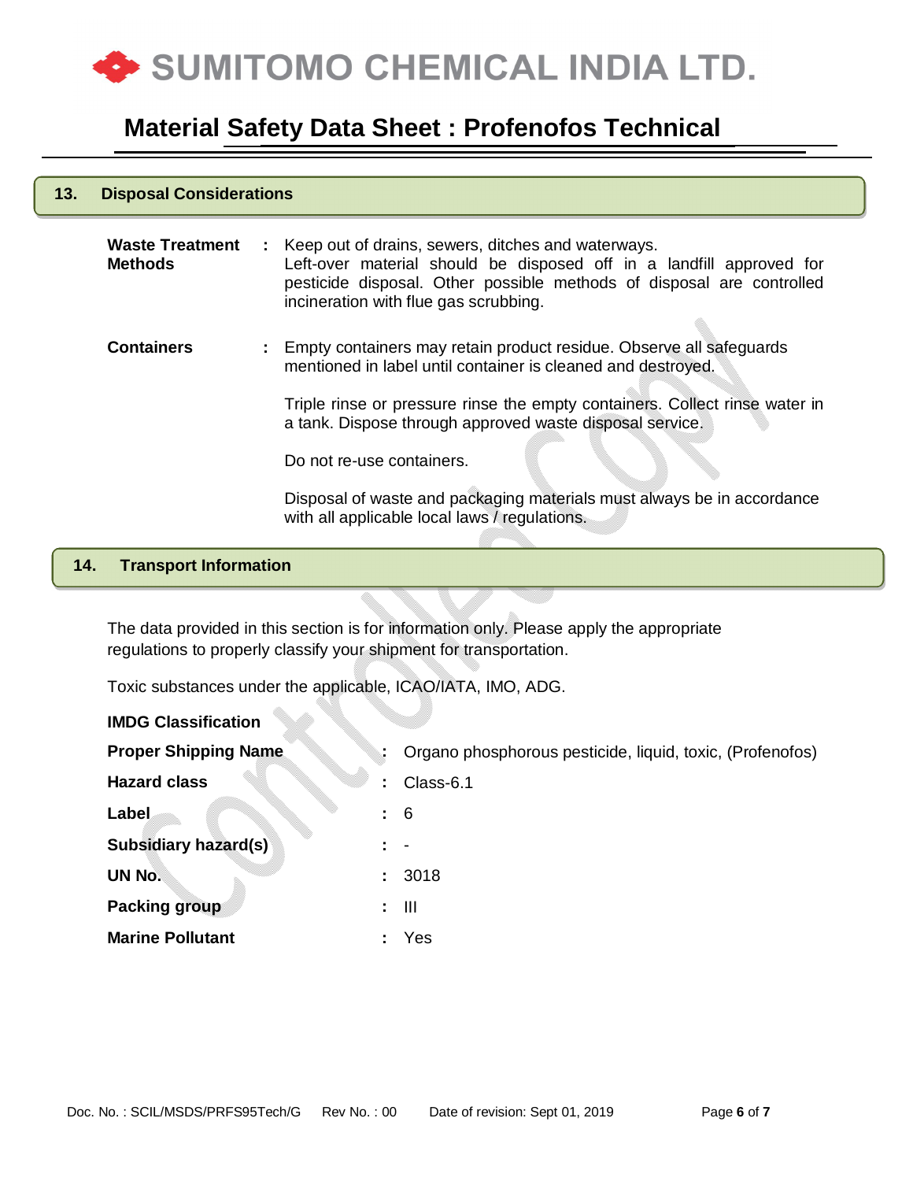## 13. Disposal Considerations

| | | |
|---|---|---|
| **Waste Treatment Methods** | : | Keep out of drains, sewers, ditches and waterways. Left-over material should be disposed off in a landfill approved for pesticide disposal. Other possible methods of disposal are controlled incineration with flue gas scrubbing. |
| **Containers** | : | Empty containers may retain product residue. Observe all safeguards mentioned in label until container is cleaned and destroyed.<br><br>Triple rinse or pressure rinse the empty containers. Collect rinse water in a tank. Dispose through approved waste disposal service.<br><br>Do not re-use containers.<br><br>Disposal of waste and packaging materials must always be in accordance with all applicable local laws / regulations. |

## 14. Transport Information

The data provided in this section is for information only. Please apply the appropriate regulations to properly classify your shipment for transportation.

Toxic substances under the applicable, ICAO/IATA, IMO, ADG.

**IMDG Classification**

| | | |
|---|---|---|
| **Proper Shipping Name** | : | Organo phosphorous pesticide, liquid, toxic, (Profenofos) |
| **Hazard class** | : | Class-6.1 |
| **Label** | : | 6 |
| **Subsidiary hazard(s)** | : | - |
| **UN No.** | : | 3018 |
| **Packing group** | : | III |
| **Marine Pollutant** | : | Yes |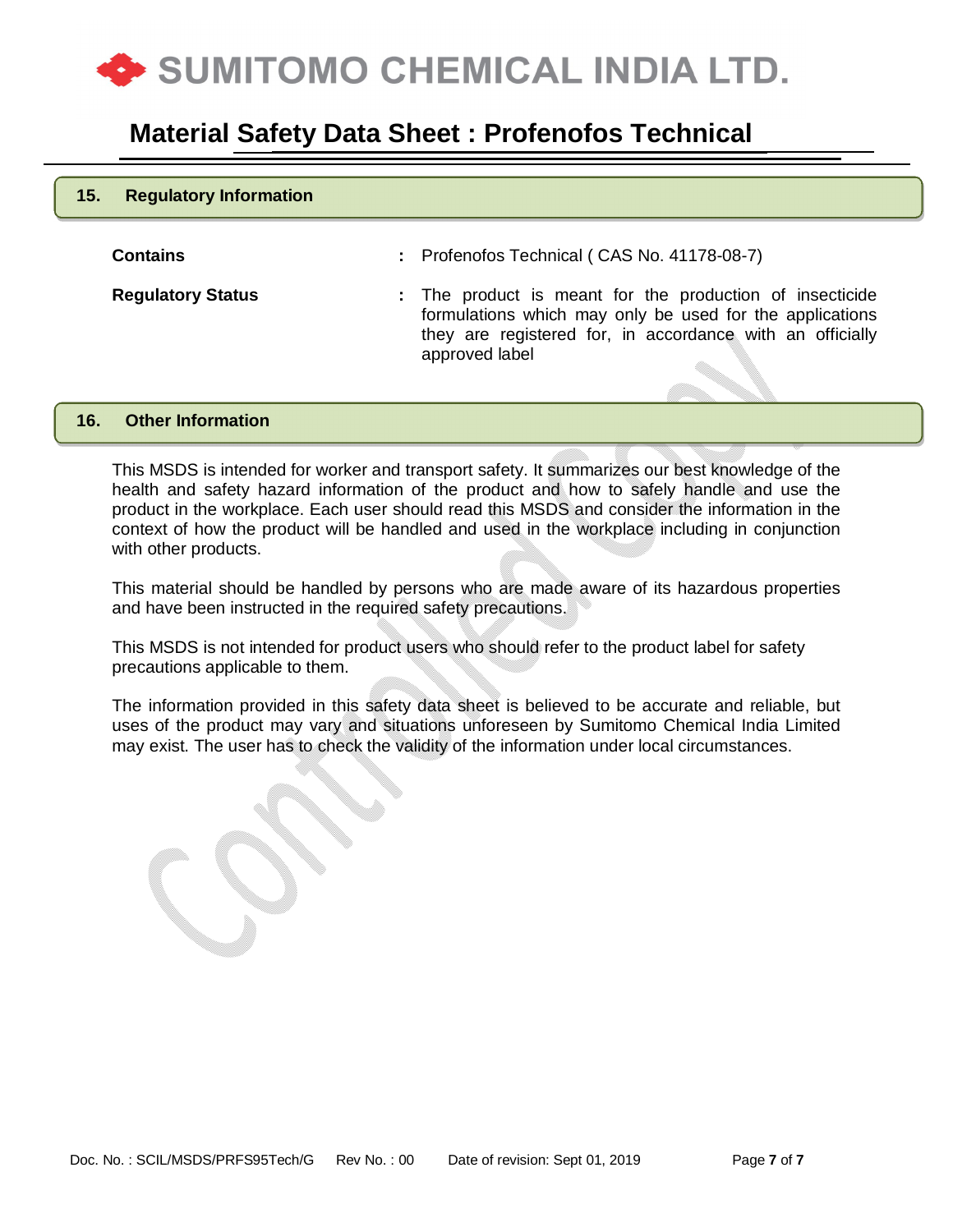## 15. Regulatory Information

| | |
|---|---|
| **Contains** | Profenofos Technical ( CAS No. 41178-08-7) |
| **Regulatory Status** | The product is meant for the production of insecticide formulations which may only be used for the applications they are registered for, in accordance with an officially approved label |

## 16. Other Information

This MSDS is intended for worker and transport safety. It summarizes our best knowledge of the health and safety hazard information of the product and how to safely handle and use the product in the workplace. Each user should read this MSDS and consider the information in the context of how the product will be handled and used in the workplace including in conjunction with other products.

This material should be handled by persons who are made aware of its hazardous properties and have been instructed in the required safety precautions.

This MSDS is not intended for product users who should refer to the product label for safety precautions applicable to them.

The information provided in this safety data sheet is believed to be accurate and reliable, but uses of the product may vary and situations unforeseen by Sumitomo Chemical India Limited may exist. The user has to check the validity of the information under local circumstances.